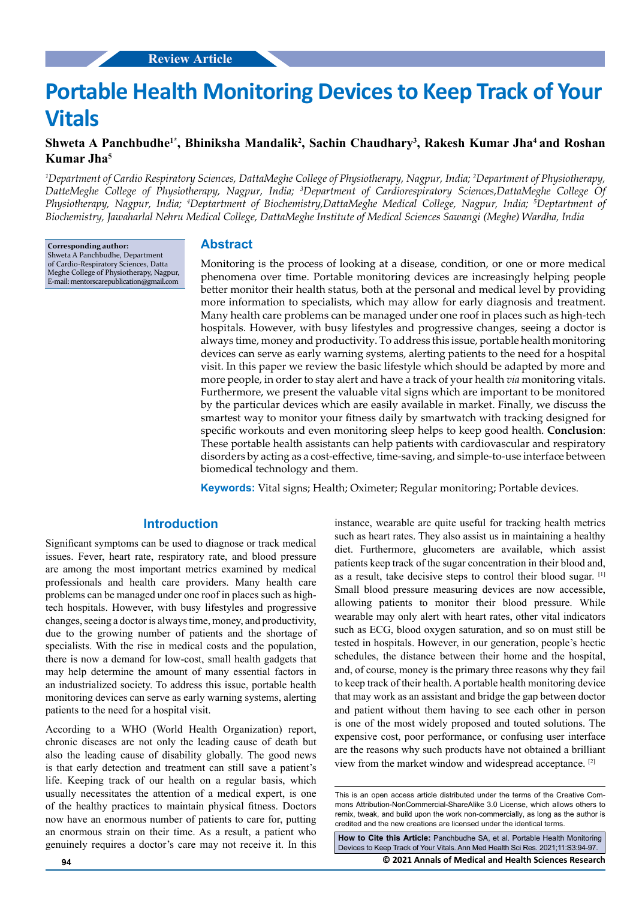Review Article

# Portable Health Monitoring Devices to Keep Track of Your Vitals

**Shweta A Panchbudhe[1*], Bhiniksha Mandalik[2], Sachin Chaudhary[3], Rakesh Kumar Jha[4] and Roshan Kumar Jha[5]**

*[1]Department of Cardio Respiratory Sciences, DattaMeghe College of Physiotherapy, Nagpur, India; [2]Department of Physiotherapy, DatteMeghe College of Physiotherapy, Nagpur, India; [3]Department of Cardiorespiratory Sciences,DattaMeghe College Of Physiotherapy, Nagpur, India; [4]Deptartment of Biochemistry,DattaMeghe Medical College, Nagpur, India; [5]Deptartment of Biochemistry, Jawaharlal Nehru Medical College, DattaMeghe Institute of Medical Sciences Sawangi (Meghe) Wardha, India*

**Corresponding author:**
Shweta A Panchbudhe, Department of Cardio-Respiratory Sciences, Datta Meghe College of Physiotherapy, Nagpur, E-mail: mentorscarepublication@gmail.com

## Abstract

Monitoring is the process of looking at a disease, condition, or one or more medical phenomena over time. Portable monitoring devices are increasingly helping people better monitor their health status, both at the personal and medical level by providing more information to specialists, which may allow for early diagnosis and treatment. Many health care problems can be managed under one roof in places such as high-tech hospitals. However, with busy lifestyles and progressive changes, seeing a doctor is always time, money and productivity. To address this issue, portable health monitoring devices can serve as early warning systems, alerting patients to the need for a hospital visit. In this paper we review the basic lifestyle which should be adapted by more and more people, in order to stay alert and have a track of your health *via* monitoring vitals. Furthermore, we present the valuable vital signs which are important to be monitored by the particular devices which are easily available in market. Finally, we discuss the smartest way to monitor your fitness daily by smartwatch with tracking designed for specific workouts and even monitoring sleep helps to keep good health. **Conclusion**: These portable health assistants can help patients with cardiovascular and respiratory disorders by acting as a cost-effective, time-saving, and simple-to-use interface between biomedical technology and them.

**Keywords:** Vital signs; Health; Oximeter; Regular monitoring; Portable devices.

## Introduction

Significant symptoms can be used to diagnose or track medical issues. Fever, heart rate, respiratory rate, and blood pressure are among the most important metrics examined by medical professionals and health care providers. Many health care problems can be managed under one roof in places such as high-tech hospitals. However, with busy lifestyles and progressive changes, seeing a doctor is always time, money, and productivity, due to the growing number of patients and the shortage of specialists. With the rise in medical costs and the population, there is now a demand for low-cost, small health gadgets that may help determine the amount of many essential factors in an industrialized society. To address this issue, portable health monitoring devices can serve as early warning systems, alerting patients to the need for a hospital visit.

According to a WHO (World Health Organization) report, chronic diseases are not only the leading cause of death but also the leading cause of disability globally. The good news is that early detection and treatment can still save a patient's life. Keeping track of our health on a regular basis, which usually necessitates the attention of a medical expert, is one of the healthy practices to maintain physical fitness. Doctors now have an enormous number of patients to care for, putting an enormous strain on their time. As a result, a patient who genuinely requires a doctor's care may not receive it. In this instance, wearable are quite useful for tracking health metrics such as heart rates. They also assist us in maintaining a healthy diet. Furthermore, glucometers are available, which assist patients keep track of the sugar concentration in their blood and, as a result, take decisive steps to control their blood sugar. [1] Small blood pressure measuring devices are now accessible, allowing patients to monitor their blood pressure. While wearable may only alert with heart rates, other vital indicators such as ECG, blood oxygen saturation, and so on must still be tested in hospitals. However, in our generation, people's hectic schedules, the distance between their home and the hospital, and, of course, money is the primary three reasons why they fail to keep track of their health. A portable health monitoring device that may work as an assistant and bridge the gap between doctor and patient without them having to see each other in person is one of the most widely proposed and touted solutions. The expensive cost, poor performance, or confusing user interface are the reasons why such products have not obtained a brilliant view from the market window and widespread acceptance. [2]

This is an open access article distributed under the terms of the Creative Commons Attribution-NonCommercial-ShareAlike 3.0 License, which allows others to remix, tweak, and build upon the work non-commercially, as long as the author is credited and the new creations are licensed under the identical terms.

**How to Cite this Article:** Panchbudhe SA, et al. Portable Health Monitoring Devices to Keep Track of Your Vitals. Ann Med Health Sci Res. 2021;11:S3:94-97.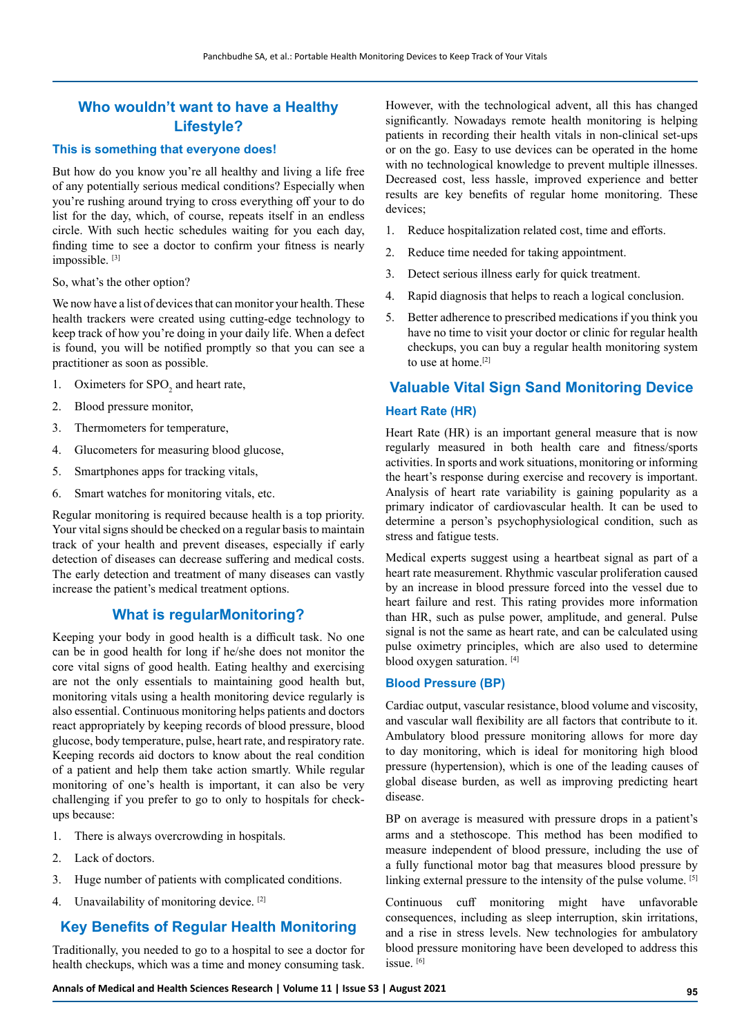## Who wouldn't want to have a Healthy Lifestyle?

### This is something that everyone does!

But how do you know you're all healthy and living a life free of any potentially serious medical conditions? Especially when you're rushing around trying to cross everything off your to do list for the day, which, of course, repeats itself in an endless circle. With such hectic schedules waiting for you each day, finding time to see a doctor to confirm your fitness is nearly impossible. [3]

So, what's the other option?

We now have a list of devices that can monitor your health. These health trackers were created using cutting-edge technology to keep track of how you're doing in your daily life. When a defect is found, you will be notified promptly so that you can see a practitioner as soon as possible.

1. Oximeters for $SPO_2$ and heart rate,
2. Blood pressure monitor,
3. Thermometers for temperature,
4. Glucometers for measuring blood glucose,
5. Smartphones apps for tracking vitals,
6. Smart watches for monitoring vitals, etc.

Regular monitoring is required because health is a top priority. Your vital signs should be checked on a regular basis to maintain track of your health and prevent diseases, especially if early detection of diseases can decrease suffering and medical costs. The early detection and treatment of many diseases can vastly increase the patient's medical treatment options.

## What is regularMonitoring?

Keeping your body in good health is a difficult task. No one can be in good health for long if he/she does not monitor the core vital signs of good health. Eating healthy and exercising are not the only essentials to maintaining good health but, monitoring vitals using a health monitoring device regularly is also essential. Continuous monitoring helps patients and doctors react appropriately by keeping records of blood pressure, blood glucose, body temperature, pulse, heart rate, and respiratory rate. Keeping records aid doctors to know about the real condition of a patient and help them take action smartly. While regular monitoring of one's health is important, it can also be very challenging if you prefer to go to only to hospitals for check-ups because:

1. There is always overcrowding in hospitals.
2. Lack of doctors.
3. Huge number of patients with complicated conditions.
4. Unavailability of monitoring device. [2]

## Key Benefits of Regular Health Monitoring

Traditionally, you needed to go to a hospital to see a doctor for health checkups, which was a time and money consuming task. However, with the technological advent, all this has changed significantly. Nowadays remote health monitoring is helping patients in recording their health vitals in non-clinical set-ups or on the go. Easy to use devices can be operated in the home with no technological knowledge to prevent multiple illnesses. Decreased cost, less hassle, improved experience and better results are key benefits of regular home monitoring. These devices;

1. Reduce hospitalization related cost, time and efforts.
2. Reduce time needed for taking appointment.
3. Detect serious illness early for quick treatment.
4. Rapid diagnosis that helps to reach a logical conclusion.
5. Better adherence to prescribed medications if you think you have no time to visit your doctor or clinic for regular health checkups, you can buy a regular health monitoring system to use at home.[2]

## Valuable Vital Sign Sand Monitoring Device

### Heart Rate (HR)

Heart Rate (HR) is an important general measure that is now regularly measured in both health care and fitness/sports activities. In sports and work situations, monitoring or informing the heart's response during exercise and recovery is important. Analysis of heart rate variability is gaining popularity as a primary indicator of cardiovascular health. It can be used to determine a person's psychophysiological condition, such as stress and fatigue tests.

Medical experts suggest using a heartbeat signal as part of a heart rate measurement. Rhythmic vascular proliferation caused by an increase in blood pressure forced into the vessel due to heart failure and rest. This rating provides more information than HR, such as pulse power, amplitude, and general. Pulse signal is not the same as heart rate, and can be calculated using pulse oximetry principles, which are also used to determine blood oxygen saturation. [4]

### Blood Pressure (BP)

Cardiac output, vascular resistance, blood volume and viscosity, and vascular wall flexibility are all factors that contribute to it. Ambulatory blood pressure monitoring allows for more day to day monitoring, which is ideal for monitoring high blood pressure (hypertension), which is one of the leading causes of global disease burden, as well as improving predicting heart disease.

BP on average is measured with pressure drops in a patient's arms and a stethoscope. This method has been modified to measure independent of blood pressure, including the use of a fully functional motor bag that measures blood pressure by linking external pressure to the intensity of the pulse volume. [5]

Continuous cuff monitoring might have unfavorable consequences, including as sleep interruption, skin irritations, and a rise in stress levels. New technologies for ambulatory blood pressure monitoring have been developed to address this issue. [6]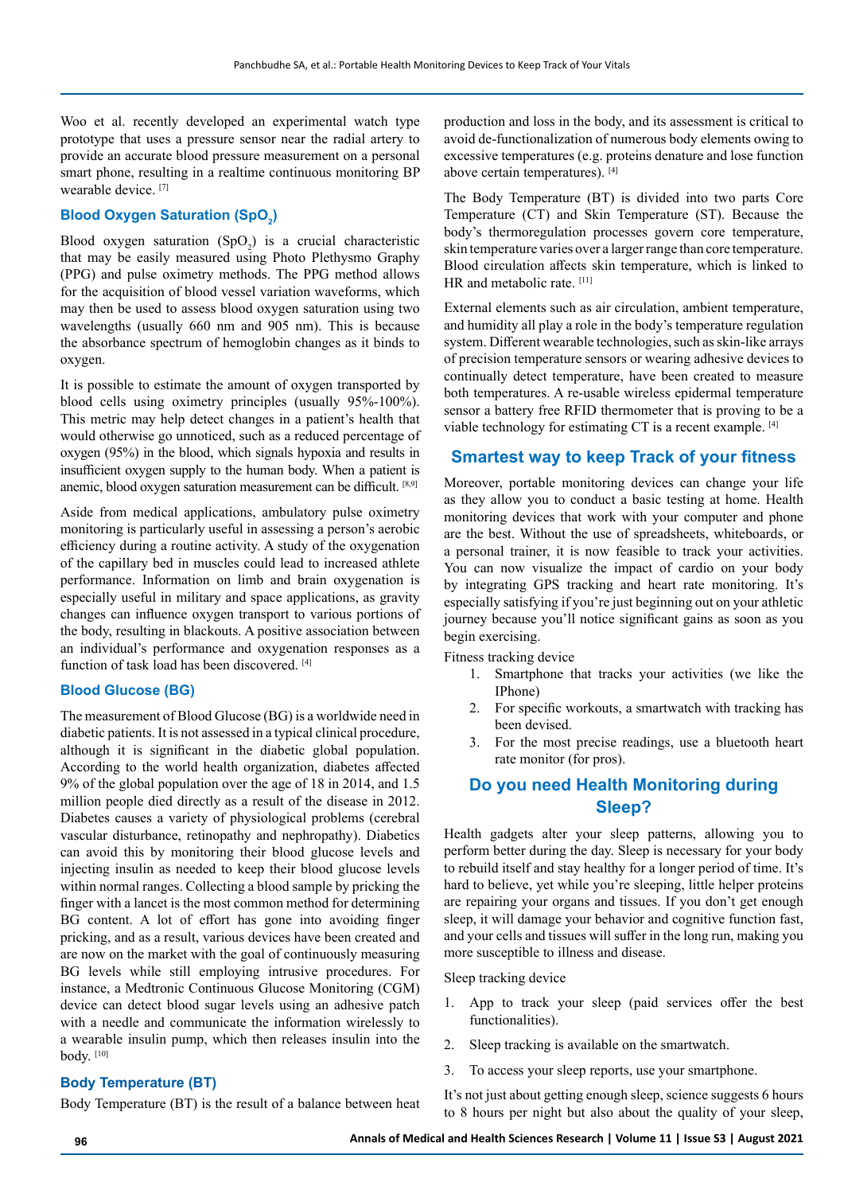Woo et al. recently developed an experimental watch type prototype that uses a pressure sensor near the radial artery to provide an accurate blood pressure measurement on a personal smart phone, resulting in a realtime continuous monitoring BP wearable device. [7]

### Blood Oxygen Saturation ($SpO_2$)

Blood oxygen saturation ($SpO_2$) is a crucial characteristic that may be easily measured using Photo Plethysmo Graphy (PPG) and pulse oximetry methods. The PPG method allows for the acquisition of blood vessel variation waveforms, which may then be used to assess blood oxygen saturation using two wavelengths (usually 660 nm and 905 nm). This is because the absorbance spectrum of hemoglobin changes as it binds to oxygen.

It is possible to estimate the amount of oxygen transported by blood cells using oximetry principles (usually 95%-100%). This metric may help detect changes in a patient's health that would otherwise go unnoticed, such as a reduced percentage of oxygen (95%) in the blood, which signals hypoxia and results in insufficient oxygen supply to the human body. When a patient is anemic, blood oxygen saturation measurement can be difficult. [8,9]

Aside from medical applications, ambulatory pulse oximetry monitoring is particularly useful in assessing a person's aerobic efficiency during a routine activity. A study of the oxygenation of the capillary bed in muscles could lead to increased athlete performance. Information on limb and brain oxygenation is especially useful in military and space applications, as gravity changes can influence oxygen transport to various portions of the body, resulting in blackouts. A positive association between an individual's performance and oxygenation responses as a function of task load has been discovered. [4]

### Blood Glucose (BG)

The measurement of Blood Glucose (BG) is a worldwide need in diabetic patients. It is not assessed in a typical clinical procedure, although it is significant in the diabetic global population. According to the world health organization, diabetes affected 9% of the global population over the age of 18 in 2014, and 1.5 million people died directly as a result of the disease in 2012. Diabetes causes a variety of physiological problems (cerebral vascular disturbance, retinopathy and nephropathy). Diabetics can avoid this by monitoring their blood glucose levels and injecting insulin as needed to keep their blood glucose levels within normal ranges. Collecting a blood sample by pricking the finger with a lancet is the most common method for determining BG content. A lot of effort has gone into avoiding finger pricking, and as a result, various devices have been created and are now on the market with the goal of continuously measuring BG levels while still employing intrusive procedures. For instance, a Medtronic Continuous Glucose Monitoring (CGM) device can detect blood sugar levels using an adhesive patch with a needle and communicate the information wirelessly to a wearable insulin pump, which then releases insulin into the body. [10]

### Body Temperature (BT)

Body Temperature (BT) is the result of a balance between heat production and loss in the body, and its assessment is critical to avoid de-functionalization of numerous body elements owing to excessive temperatures (e.g. proteins denature and lose function above certain temperatures). [4]

The Body Temperature (BT) is divided into two parts Core Temperature (CT) and Skin Temperature (ST). Because the body's thermoregulation processes govern core temperature, skin temperature varies over a larger range than core temperature. Blood circulation affects skin temperature, which is linked to HR and metabolic rate. [11]

External elements such as air circulation, ambient temperature, and humidity all play a role in the body's temperature regulation system. Different wearable technologies, such as skin-like arrays of precision temperature sensors or wearing adhesive devices to continually detect temperature, have been created to measure both temperatures. A re-usable wireless epidermal temperature sensor a battery free RFID thermometer that is proving to be a viable technology for estimating CT is a recent example. [4]

## Smartest way to keep Track of your fitness

Moreover, portable monitoring devices can change your life as they allow you to conduct a basic testing at home. Health monitoring devices that work with your computer and phone are the best. Without the use of spreadsheets, whiteboards, or a personal trainer, it is now feasible to track your activities. You can now visualize the impact of cardio on your body by integrating GPS tracking and heart rate monitoring. It's especially satisfying if you're just beginning out on your athletic journey because you'll notice significant gains as soon as you begin exercising.

Fitness tracking device

1. Smartphone that tracks your activities (we like the IPhone)
2. For specific workouts, a smartwatch with tracking has been devised.
3. For the most precise readings, use a bluetooth heart rate monitor (for pros).

## Do you need Health Monitoring during Sleep?

Health gadgets alter your sleep patterns, allowing you to perform better during the day. Sleep is necessary for your body to rebuild itself and stay healthy for a longer period of time. It's hard to believe, yet while you're sleeping, little helper proteins are repairing your organs and tissues. If you don't get enough sleep, it will damage your behavior and cognitive function fast, and your cells and tissues will suffer in the long run, making you more susceptible to illness and disease.

Sleep tracking device

1. App to track your sleep (paid services offer the best functionalities).
2. Sleep tracking is available on the smartwatch.
3. To access your sleep reports, use your smartphone.

It's not just about getting enough sleep, science suggests 6 hours to 8 hours per night but also about the quality of your sleep,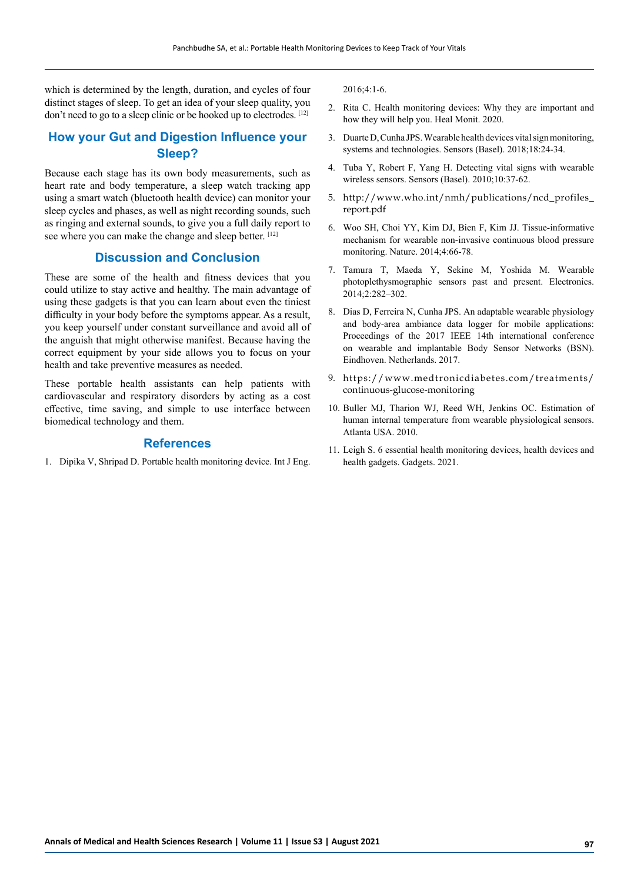which is determined by the length, duration, and cycles of four distinct stages of sleep. To get an idea of your sleep quality, you don't need to go to a sleep clinic or be hooked up to electrodes. [12]

## How your Gut and Digestion Influence your Sleep?

Because each stage has its own body measurements, such as heart rate and body temperature, a sleep watch tracking app using a smart watch (bluetooth health device) can monitor your sleep cycles and phases, as well as night recording sounds, such as ringing and external sounds, to give you a full daily report to see where you can make the change and sleep better. [12]

## Discussion and Conclusion

These are some of the health and fitness devices that you could utilize to stay active and healthy. The main advantage of using these gadgets is that you can learn about even the tiniest difficulty in your body before the symptoms appear. As a result, you keep yourself under constant surveillance and avoid all of the anguish that might otherwise manifest. Because having the correct equipment by your side allows you to focus on your health and take preventive measures as needed.

These portable health assistants can help patients with cardiovascular and respiratory disorders by acting as a cost effective, time saving, and simple to use interface between biomedical technology and them.

## References

1. Dipika V, Shripad D. Portable health monitoring device. Int J Eng. 2016;4:1-6.
2. Rita C. Health monitoring devices: Why they are important and how they will help you. Heal Monit. 2020.
3. Duarte D, Cunha JPS. Wearable health devices vital sign monitoring, systems and technologies. Sensors (Basel). 2018;18:24-34.
4. Tuba Y, Robert F, Yang H. Detecting vital signs with wearable wireless sensors. Sensors (Basel). 2010;10:37-62.
5. http://www.who.int/nmh/publications/ncd_profiles_report.pdf
6. Woo SH, Choi YY, Kim DJ, Bien F, Kim JJ. Tissue-informative mechanism for wearable non-invasive continuous blood pressure monitoring. Nature. 2014;4:66-78.
7. Tamura T, Maeda Y, Sekine M, Yoshida M. Wearable photoplethysmographic sensors past and present. Electronics. 2014;2:282–302.
8. Dias D, Ferreira N, Cunha JPS. An adaptable wearable physiology and body-area ambiance data logger for mobile applications: Proceedings of the 2017 IEEE 14th international conference on wearable and implantable Body Sensor Networks (BSN). Eindhoven. Netherlands. 2017.
9. https://www.medtronicdiabetes.com/treatments/continuous-glucose-monitoring
10. Buller MJ, Tharion WJ, Reed WH, Jenkins OC. Estimation of human internal temperature from wearable physiological sensors. Atlanta USA. 2010.
11. Leigh S. 6 essential health monitoring devices, health devices and health gadgets. Gadgets. 2021.